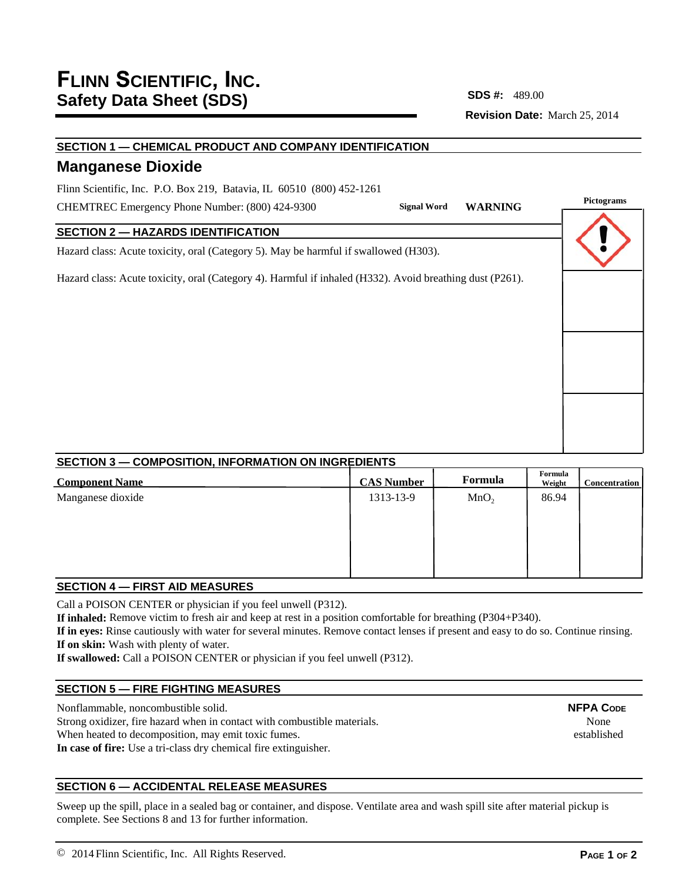# FLINN SCIENTIFIC, INC.
## Safety Data Sheet (SDS)

**SDS #:** 489.00

**Revision Date:** March 25, 2014

## SECTION 1 — CHEMICAL PRODUCT AND COMPANY IDENTIFICATION

### Manganese Dioxide

Flinn Scientific, Inc. P.O. Box 219, Batavia, IL 60510 (800) 452-1261

CHEMTREC Emergency Phone Number: (800) 424-9300

**Signal Word** **WARNING**

**Pictograms**

## SECTION 2 — HAZARDS IDENTIFICATION

Hazard class: Acute toxicity, oral (Category 5). May be harmful if swallowed (H303).

Hazard class: Acute toxicity, oral (Category 4). Harmful if inhaled (H332). Avoid breathing dust (P261).

## SECTION 3 — COMPOSITION, INFORMATION ON INGREDIENTS

| Component Name | CAS Number | Formula | Formula Weight | Concentration |
|---|---|---|---|---|
| Manganese dioxide | 1313-13-9 | $MnO_2$ | 86.94 | |

## SECTION 4 — FIRST AID MEASURES

Call a POISON CENTER or physician if you feel unwell (P312).
**If inhaled:** Remove victim to fresh air and keep at rest in a position comfortable for breathing (P304+P340).
**If in eyes:** Rinse cautiously with water for several minutes. Remove contact lenses if present and easy to do so. Continue rinsing.
**If on skin:** Wash with plenty of water.
**If swallowed:** Call a POISON CENTER or physician if you feel unwell (P312).

## SECTION 5 — FIRE FIGHTING MEASURES

Nonflammable, noncombustible solid.
Strong oxidizer, fire hazard when in contact with combustible materials.
When heated to decomposition, may emit toxic fumes.
**In case of fire:** Use a tri-class dry chemical fire extinguisher.

**NFPA CODE**
None established

## SECTION 6 — ACCIDENTAL RELEASE MEASURES

Sweep up the spill, place in a sealed bag or container, and dispose. Ventilate area and wash spill site after material pickup is complete. See Sections 8 and 13 for further information.

© 2014 Flinn Scientific, Inc. All Rights Reserved.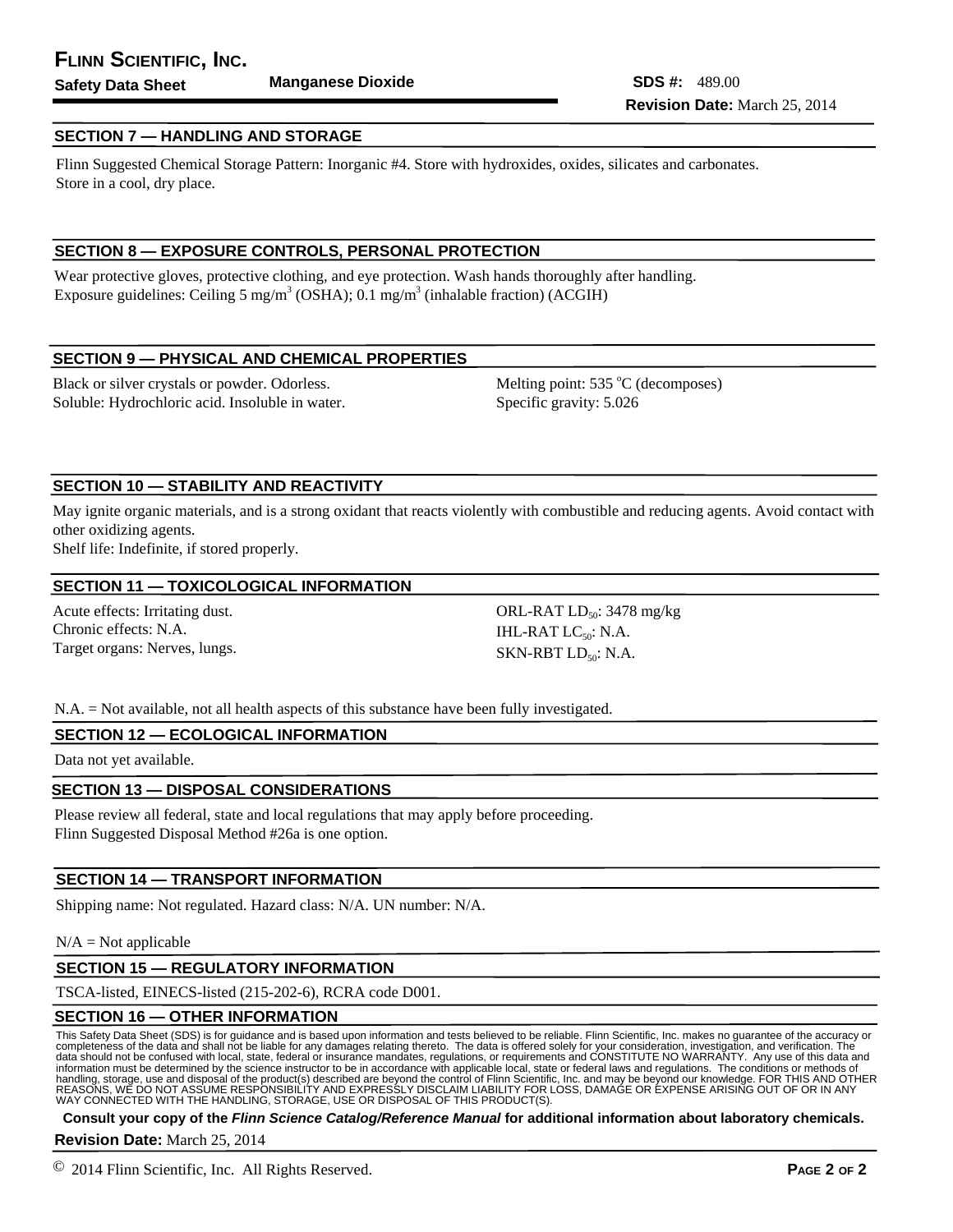## SECTION 7 — HANDLING AND STORAGE

Flinn Suggested Chemical Storage Pattern: Inorganic #4. Store with hydroxides, oxides, silicates and carbonates.
Store in a cool, dry place.

## SECTION 8 — EXPOSURE CONTROLS, PERSONAL PROTECTION

Wear protective gloves, protective clothing, and eye protection. Wash hands thoroughly after handling.
Exposure guidelines: Ceiling 5 $mg/m^3$ (OSHA); 0.1 $mg/m^3$ (inhalable fraction) (ACGIH)

## SECTION 9 — PHYSICAL AND CHEMICAL PROPERTIES

Black or silver crystals or powder. Odorless.
Soluble: Hydrochloric acid. Insoluble in water.

Melting point: 535 °C (decomposes)
Specific gravity: 5.026

## SECTION 10 — STABILITY AND REACTIVITY

May ignite organic materials, and is a strong oxidant that reacts violently with combustible and reducing agents. Avoid contact with other oxidizing agents.
Shelf life: Indefinite, if stored properly.

## SECTION 11 — TOXICOLOGICAL INFORMATION

Acute effects: Irritating dust.
Chronic effects: N.A.
Target organs: Nerves, lungs.

ORL-RAT $LD_{50}$: 3478 mg/kg
IHL-RAT $LC_{50}$: N.A.
SKN-RBT $LD_{50}$: N.A.

N.A. = Not available, not all health aspects of this substance have been fully investigated.

## SECTION 12 — ECOLOGICAL INFORMATION

Data not yet available.

## SECTION 13 — DISPOSAL CONSIDERATIONS

Please review all federal, state and local regulations that may apply before proceeding.
Flinn Suggested Disposal Method #26a is one option.

## SECTION 14 — TRANSPORT INFORMATION

Shipping name: Not regulated. Hazard class: N/A. UN number: N/A.

N/A = Not applicable

## SECTION 15 — REGULATORY INFORMATION

TSCA-listed, EINECS-listed (215-202-6), RCRA code D001.

## SECTION 16 — OTHER INFORMATION

This Safety Data Sheet (SDS) is for guidance and is based upon information and tests believed to be reliable. Flinn Scientific, Inc. makes no guarantee of the accuracy or completeness of the data and shall not be liable for any damages relating thereto. The data is offered solely for your consideration, investigation, and verification. The data should not be confused with local, state, federal or insurance mandates, regulations, or requirements and CONSTITUTE NO WARRANTY. Any use of this data and information must be determined by the science instructor to be in accordance with applicable local, state or federal laws and regulations. The conditions or methods of handling, storage, use and disposal of the product(s) described are beyond the control of Flinn Scientific, Inc. and may be beyond our knowledge. FOR THIS AND OTHER REASONS, WE DO NOT ASSUME RESPONSIBILITY AND EXPRESSLY DISCLAIM LIABILITY FOR LOSS, DAMAGE OR EXPENSE ARISING OUT OF OR IN ANY WAY CONNECTED WITH THE HANDLING, STORAGE, USE OR DISPOSAL OF THIS PRODUCT(S).

**Consult your copy of the *Flinn Science Catalog/Reference Manual* for additional information about laboratory chemicals.**

**Revision Date:** March 25, 2014

© 2014 Flinn Scientific, Inc. All Rights Reserved.